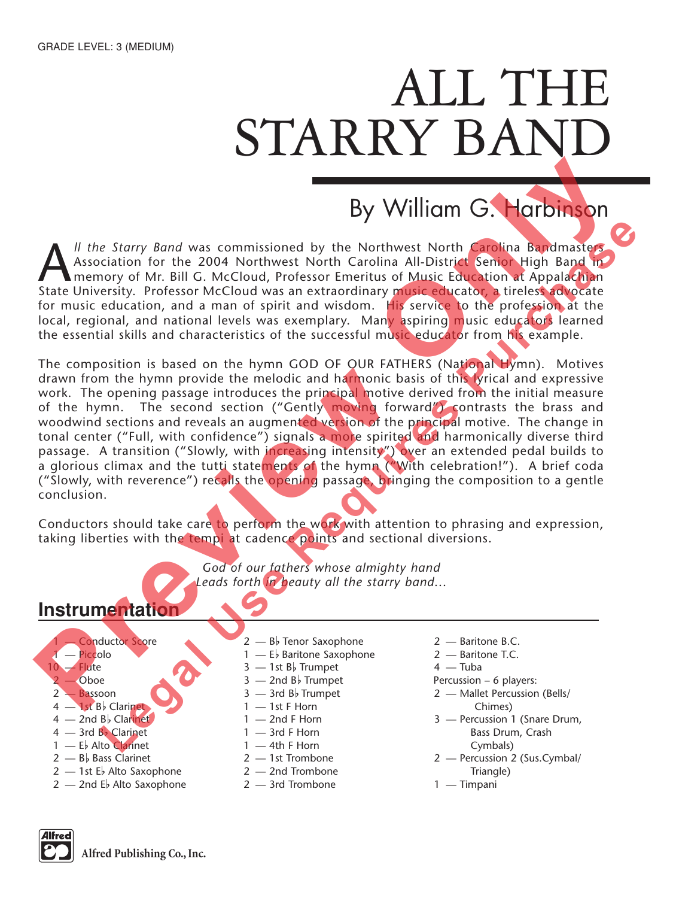GRADE LEVEL: 3 (MEDIUM)

# ALL THE STARRY BAND

## By William G. Harbinson

*All the Starry Band* was commissioned by the Northwest North Carolina Bandmasters Association for the 2004 Northwest North Carolina All-District Senior High Band in memory of Mr. Bill G. McCloud, Professor Emeritus of Music Education at Appalachian State University. Professor McCloud was an extraordinary music educator, a tireless advocate for music education, and a man of spirit and wisdom. His service to the profession at the local, regional, and national levels was exemplary. Many aspiring music educators learned the essential skills and characteristics of the successful music educator from his example.

The composition is based on the hymn GOD OF OUR FATHERS (National Hymn). Motives drawn from the hymn provide the melodic and harmonic basis of this lyrical and expressive work. The opening passage introduces the principal motive derived from the initial measure of the hymn. The second section ("Gently moving forward") contrasts the brass and woodwind sections and reveals an augmented version of the principal motive. The change in tonal center ("Full, with confidence") signals a more spirited and harmonically diverse third passage. A transition ("Slowly, with increasing intensity") over an extended pedal builds to a glorious climax and the tutti statements of the hymn ("With celebration!"). A brief coda ("Slowly, with reverence") recalls the opening passage, bringing the composition to a gentle conclusion.

Conductors should take care to perform the work with attention to phrasing and expression, taking liberties with the tempi at cadence points and sectional diversions.

*God of our fathers whose almighty hand*
*Leads forth in beauty all the starry band...*

### Instrumentation

- 1 — Conductor Score
- 1 — Piccolo
- 10 — Flute
- 2 — Oboe
- 2 — Bassoon
- 4 — 1st B♭ Clarinet
- 4 — 2nd B♭ Clarinet
- 4 — 3rd B♭ Clarinet
- 1 — E♭ Alto Clarinet
- 2 — B♭ Bass Clarinet
- 2 — 1st E♭ Alto Saxophone
- 2 — 2nd E♭ Alto Saxophone
- 2 — B♭ Tenor Saxophone
- 1 — E♭ Baritone Saxophone
- 3 — 1st B♭ Trumpet
- 3 — 2nd B♭ Trumpet
- 3 — 3rd B♭ Trumpet
- 1 — 1st F Horn
- 1 — 2nd F Horn
- 1 — 3rd F Horn
- 1 — 4th F Horn
- 2 — 1st Trombone
- 2 — 2nd Trombone
- 2 — 3rd Trombone
- 2 — Baritone B.C.
- 2 — Baritone T.C.
- 4 — Tuba

Percussion – 6 players:
- 2 — Mallet Percussion (Bells/Chimes)
- 3 — Percussion 1 (Snare Drum, Bass Drum, Crash Cymbals)
- 2 — Percussion 2 (Sus.Cymbal/Triangle)
- 1 — Timpani

Alfred Publishing Co., Inc.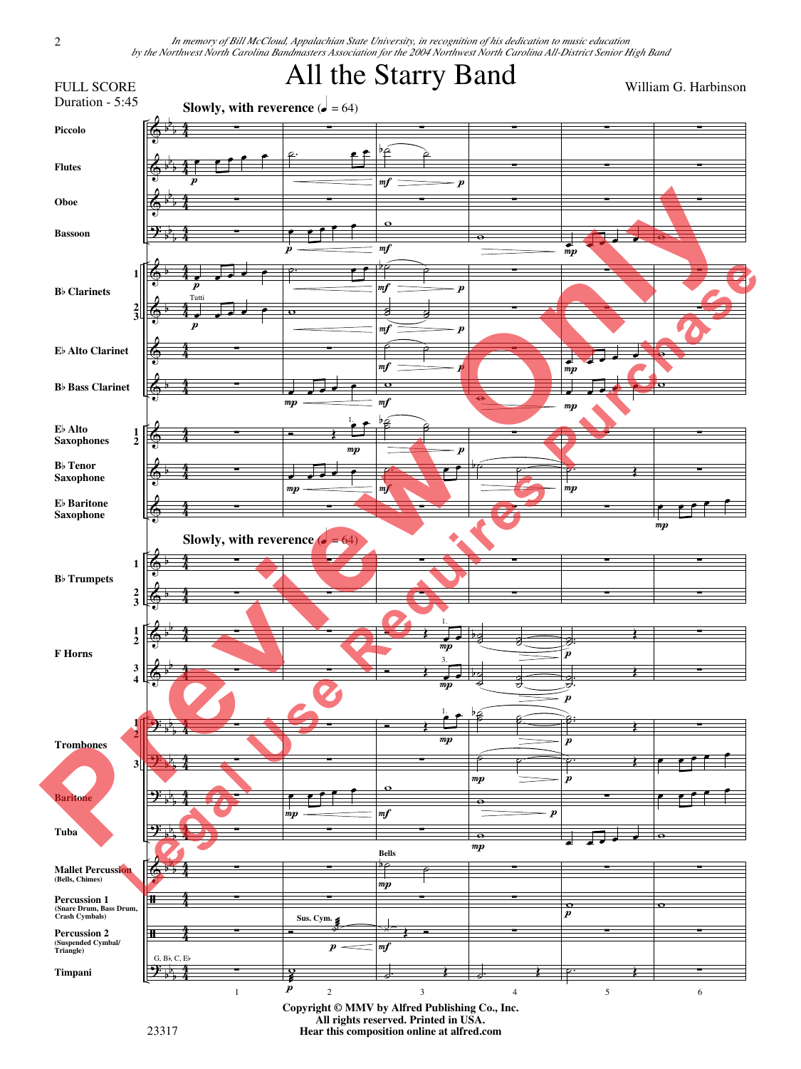*In memory of Bill McCloud, Appalachian State University, in recognition of his dedication to music education by the Northwest North Carolina Bandmasters Association for the 2004 Northwest North Carolina All-District Senior High Band*

# All the Starry Band

FULL SCORE
Duration - 5:45

William G. Harbinson

Copyright © MMV by Alfred Publishing Co., Inc.
All rights reserved. Printed in USA.
Hear this composition online at alfred.com

23317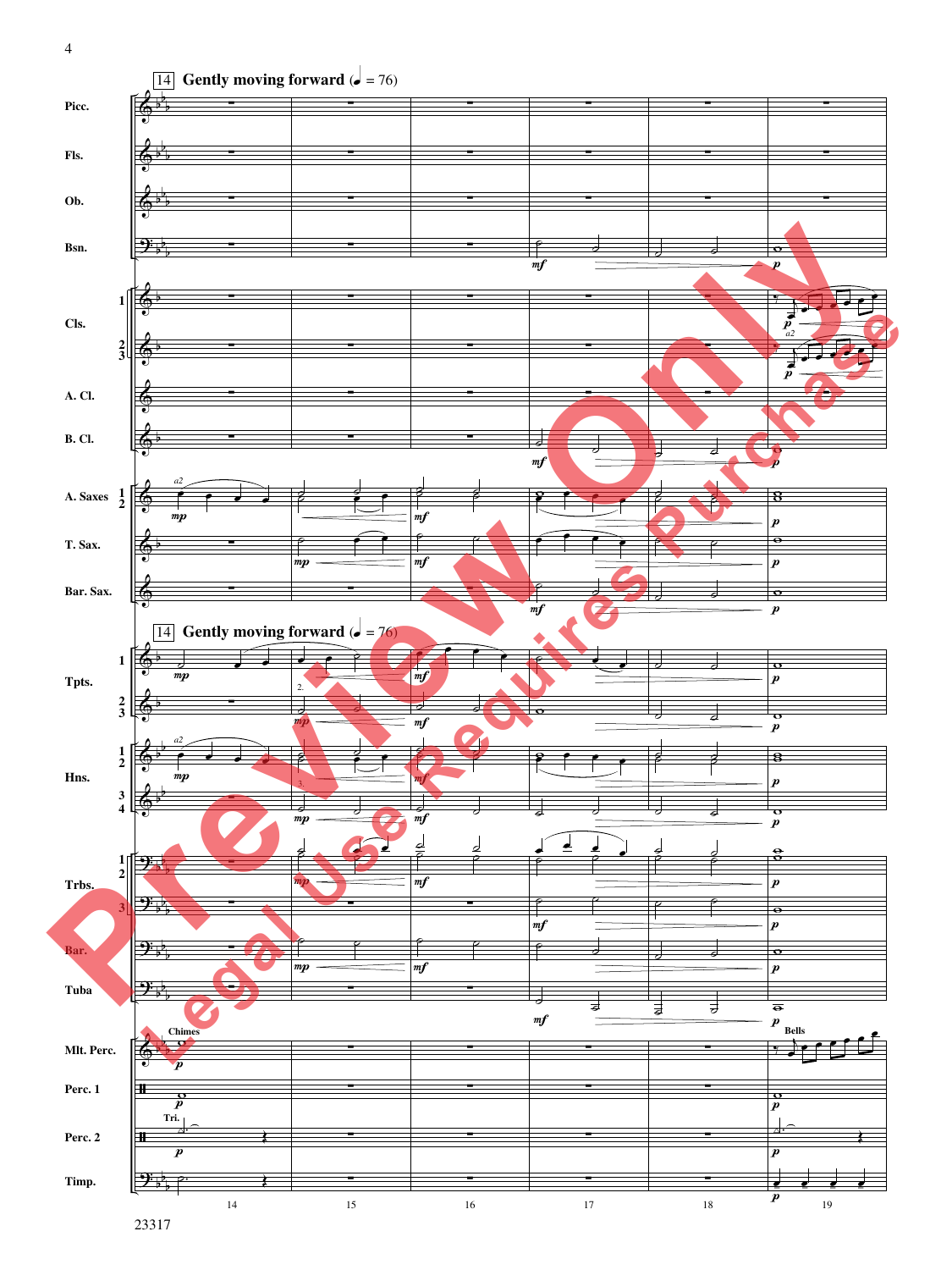14 **Gently moving forward** (♩ = 76)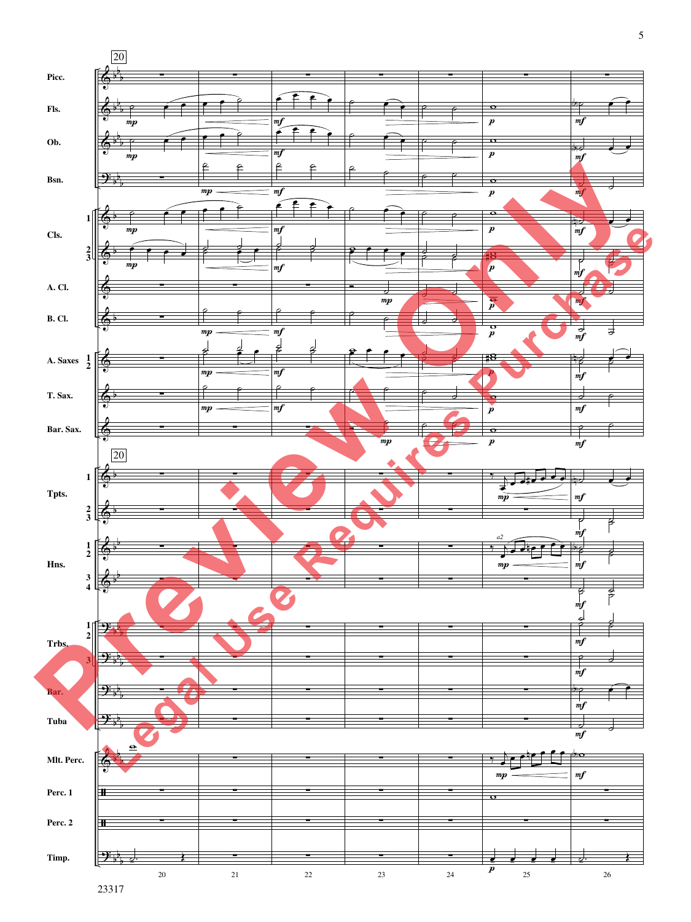20

Picc.

Fls.

Ob.

Bsn.

Cls. 1 2 3

A. Cl.

B. Cl.

A. Saxes 1 2

T. Sax.

Bar. Sax.

Tpts. 1 2 3

Hns. 1 2 3 4

Trbs. 1 2 3

Bar.

Tuba

Mlt. Perc.

Perc. 1

Perc. 2

Timp.

20 21 22 23 24 25 26

23317

Preview Only

Legal Use Requires Purchase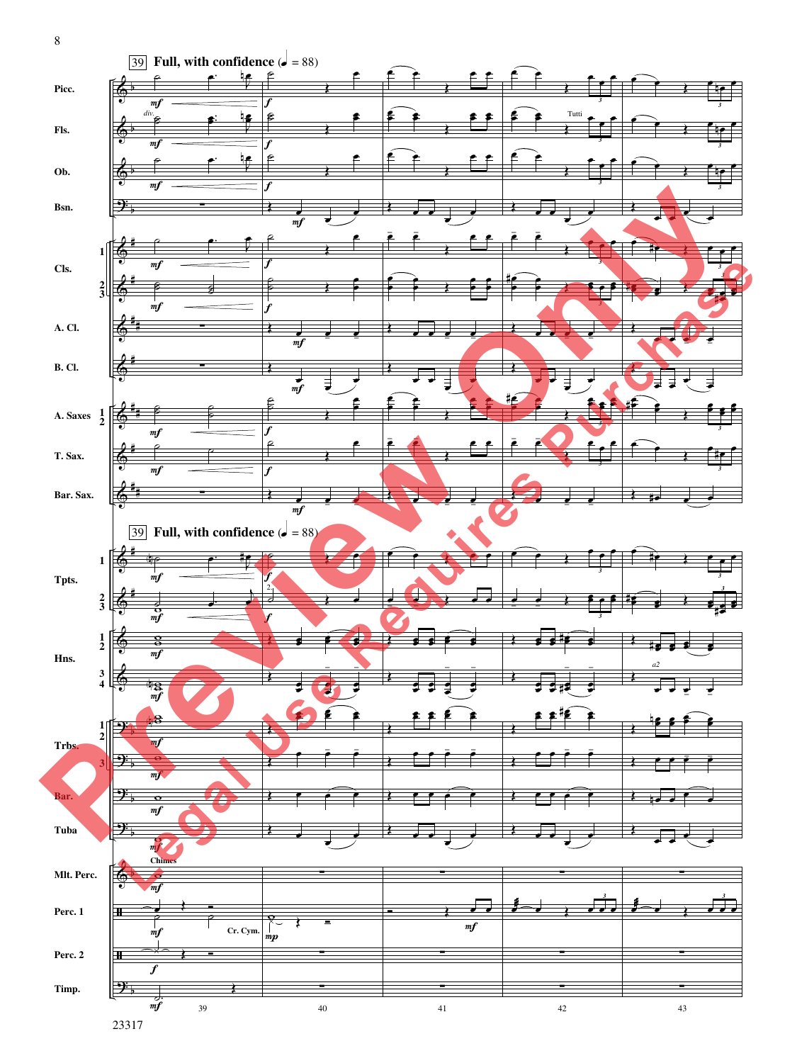39 **Full, with confidence** (♩ = 88)

Picc.

Fls.

Ob.

Bsn.

Cls. 1, 2/3

A. Cl.

B. Cl.

A. Saxes 1/2

T. Sax.

Bar. Sax.

39 **Full, with confidence** (♩ = 88)

Tpts. 1, 2/3

Hns. 1/2, 3/4

Trbs. 1/2, 3

Bar.

Tuba

Mlt. Perc. (Chimes)

Perc. 1 (Cr. Cym.)

Perc. 2

Timp.

39 40 41 42 43

23317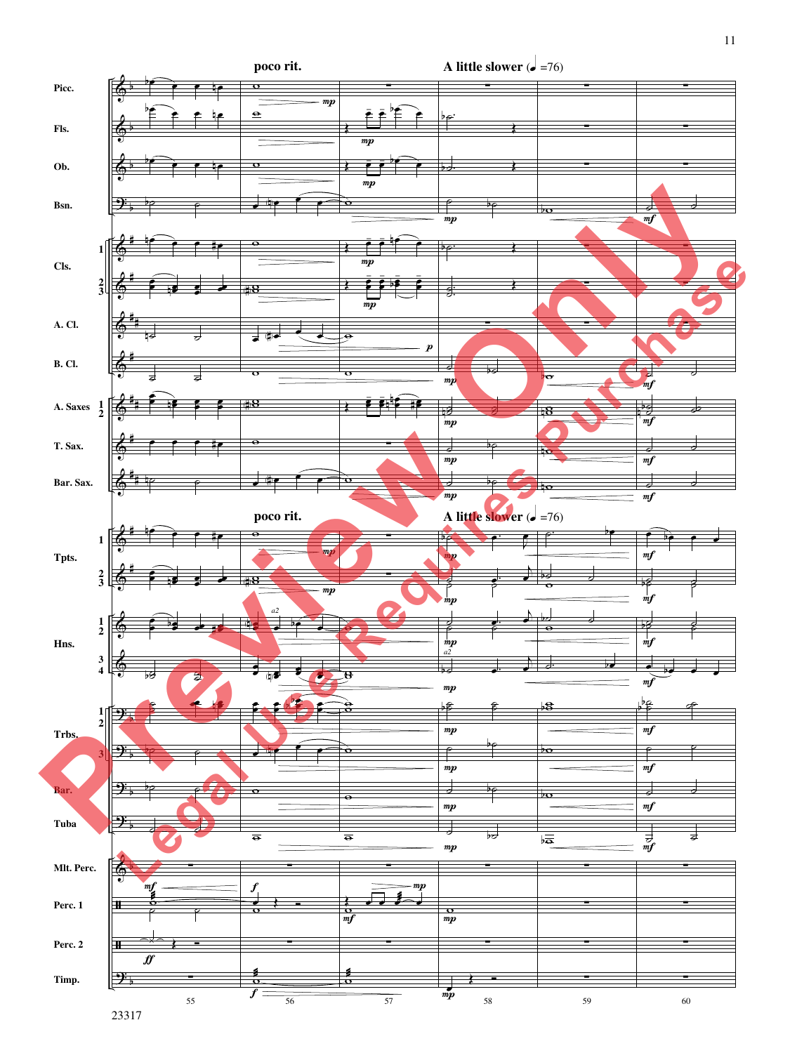poco rit.

A little slower (♩ =76)

Picc.

Fls.

Ob.

Bsn.

Cls. 1, 2/3

A. Cl.

B. Cl.

A. Saxes 1/2

T. Sax.

Bar. Sax.

poco rit.

A little slower (♩ =76)

Tpts. 1, 2/3

Hns. 1/2, 3/4

Trbs. 1/2, 3

Bar.

Tuba

Mlt. Perc.

Perc. 1

Perc. 2

Timp.

55 56 57 58 59 60

23317

Preview Only
Legal Use Requires Purchase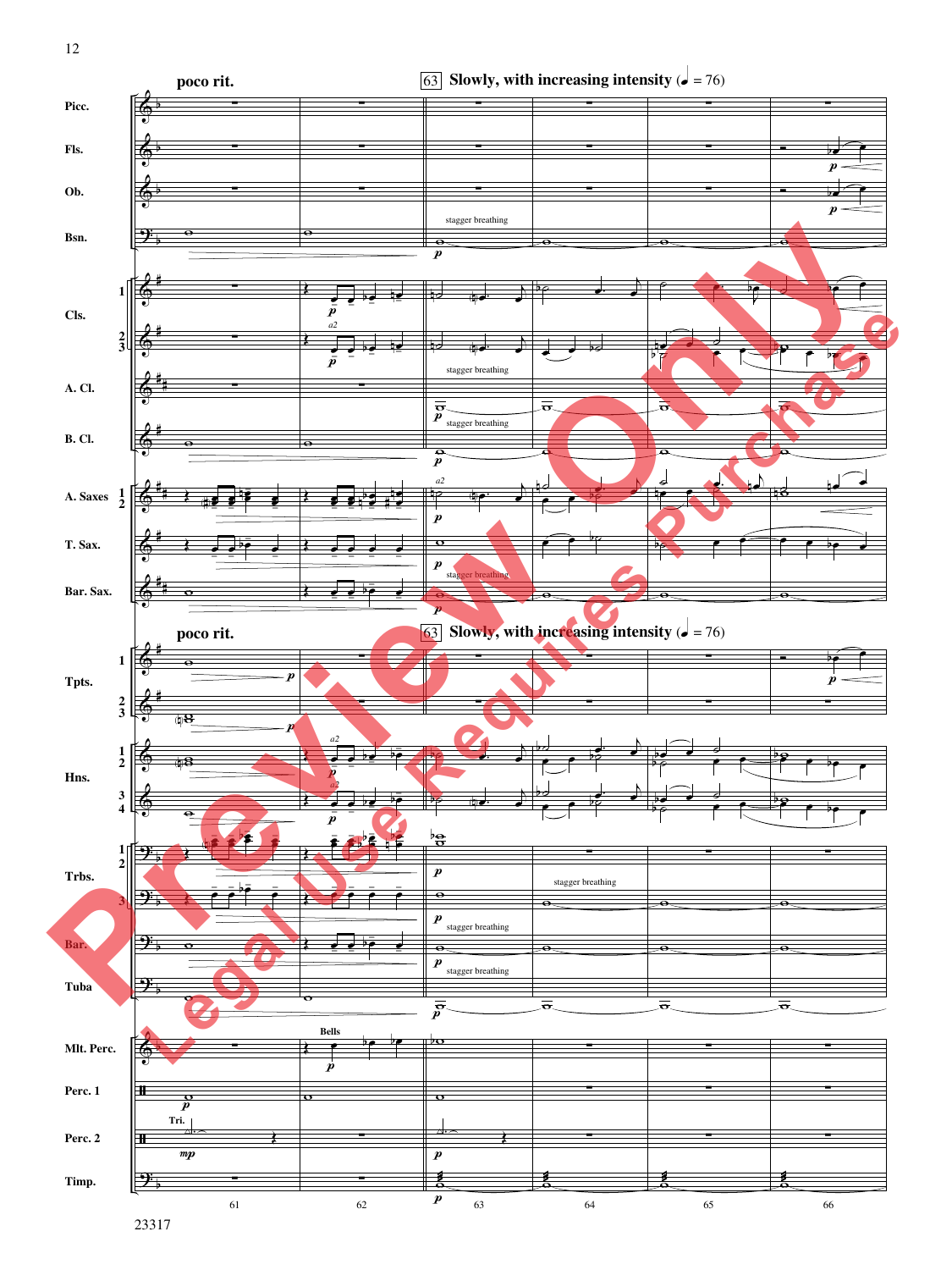poco rit.

63 Slowly, with increasing intensity (♩ = 76)

Picc.

Fls.

Ob.

Bsn.

stagger breathing

Cls. 1

Cls. 2 3

a2

stagger breathing

A. Cl.

stagger breathing

B. Cl.

A. Saxes 1 2

a2

T. Sax.

stagger breathing

Bar. Sax.

poco rit.

63 Slowly, with increasing intensity (♩ = 76)

Tpts. 1

Tpts. 2 3

Hns. 1 2

a2

Hns. 3 4

a2

Trbs. 1 2

stagger breathing

Trbs. 3

stagger breathing

Bar.

stagger breathing

Tuba

Mlt. Perc.

Bells

Perc. 1

Perc. 2

Tri.

Timp.

61 62 63 64 65 66

23317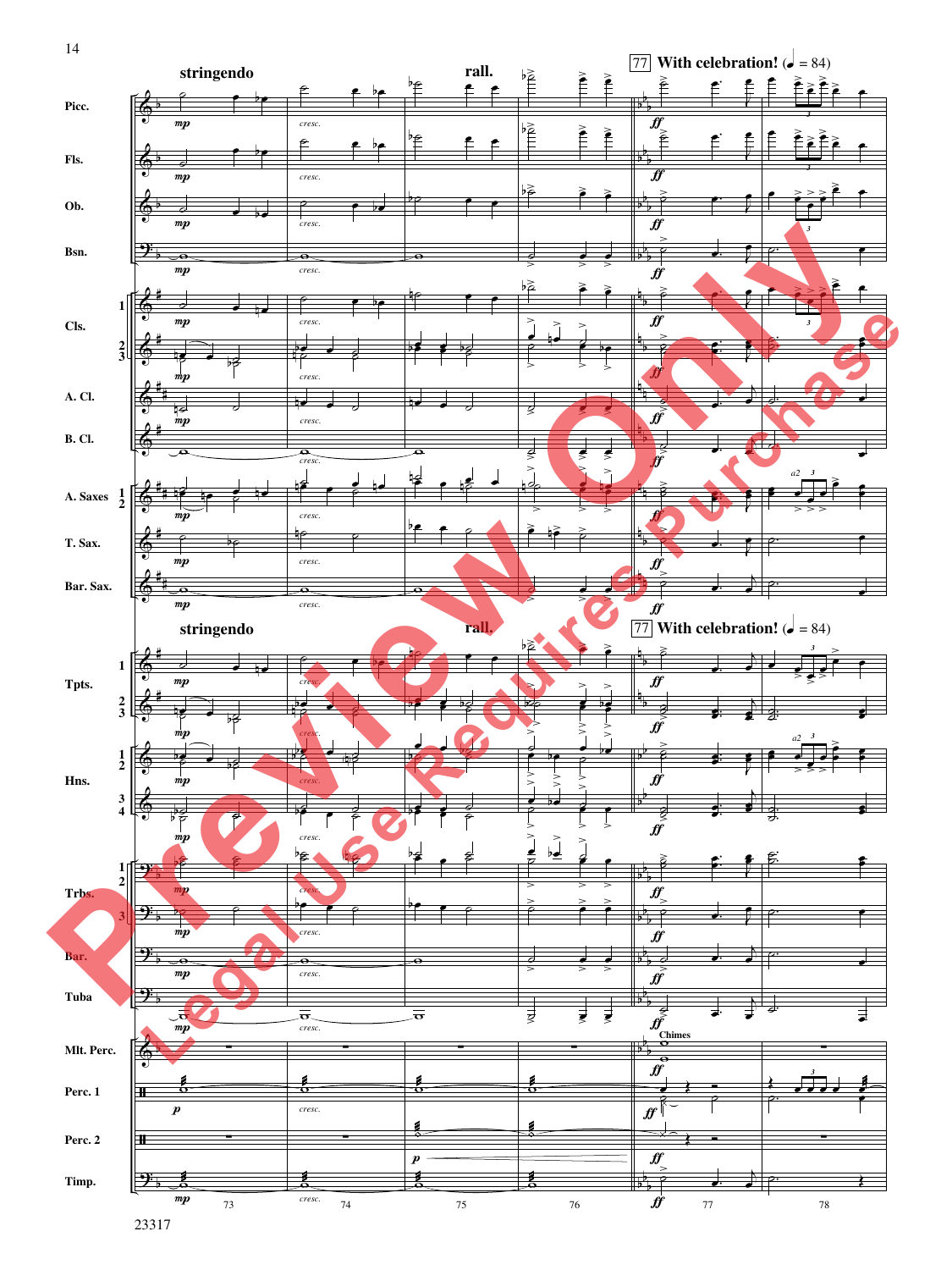**stringendo** — **rall.** — **77 With celebration!** (♩ = 84)

Picc.
Fls.
Ob.
Bsn.
Cls. 1, 2/3
A. Cl.
B. Cl.
A. Saxes 1/2
T. Sax.
Bar. Sax.

**stringendo** — **rall.** — **77 With celebration!** (♩ = 84)

Tpts. 1, 2/3
Hns. 1/2, 3/4
Trbs. 1/2, 3
Bar.
Tuba
Mlt. Perc. (Chimes)
Perc. 1
Perc. 2
Timp.

*mp* — *cresc.* — *ff* — *p* — *a2*

73 — 74 — 75 — 76 — 77 — 78

Preview Only — Legal Use Requires Purchase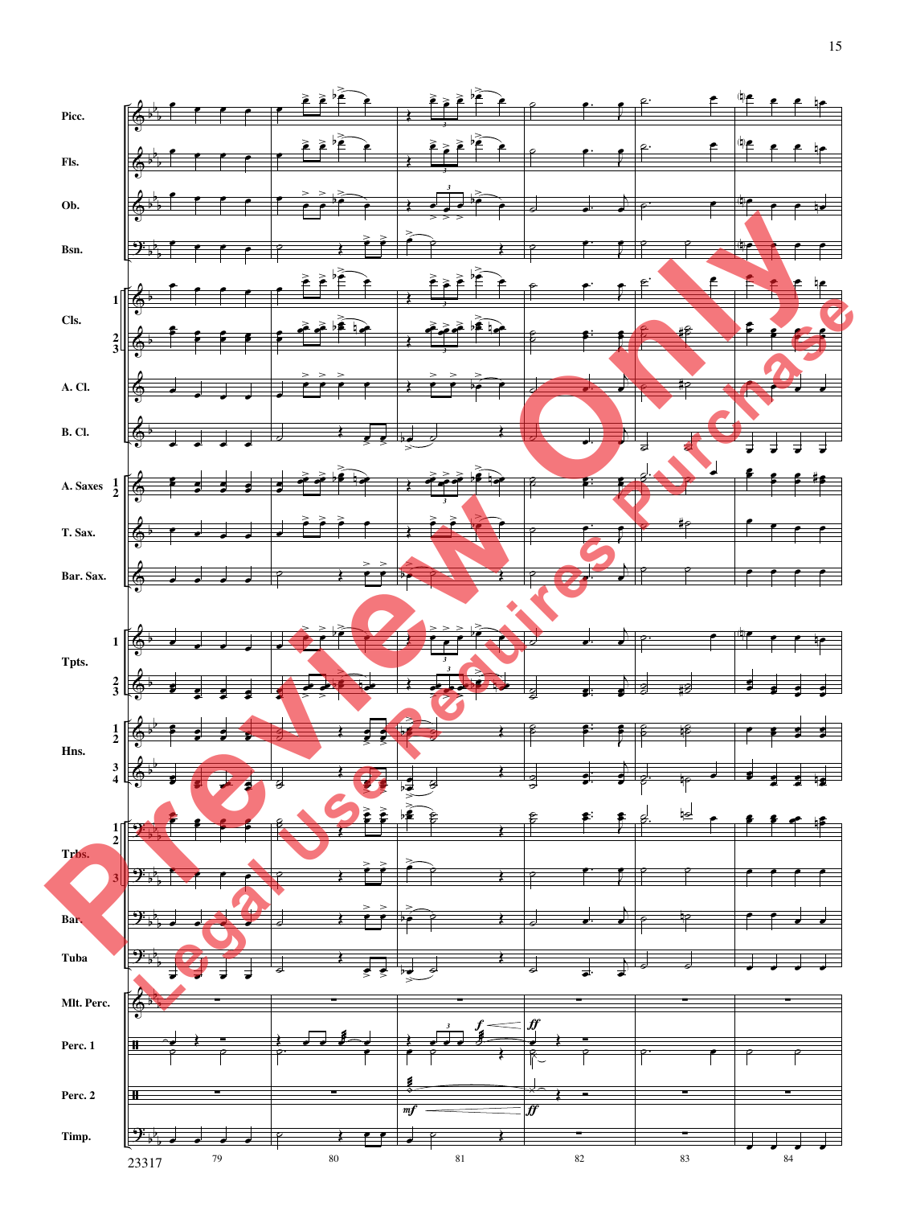Picc.

Fls.

Ob.

Bsn.

Cls. 1 2 3

A. Cl.

B. Cl.

A. Saxes 1 2

T. Sax.

Bar. Sax.

Tpts. 1 2 3

Hns. 1 2 3 4

Trbs. 1 2 3

Bar.

Tuba

Mlt. Perc.

Perc. 1

Perc. 2

Timp.

23317

79 80 81 82 83 84

Preview Only

Legal Use Requires Purchase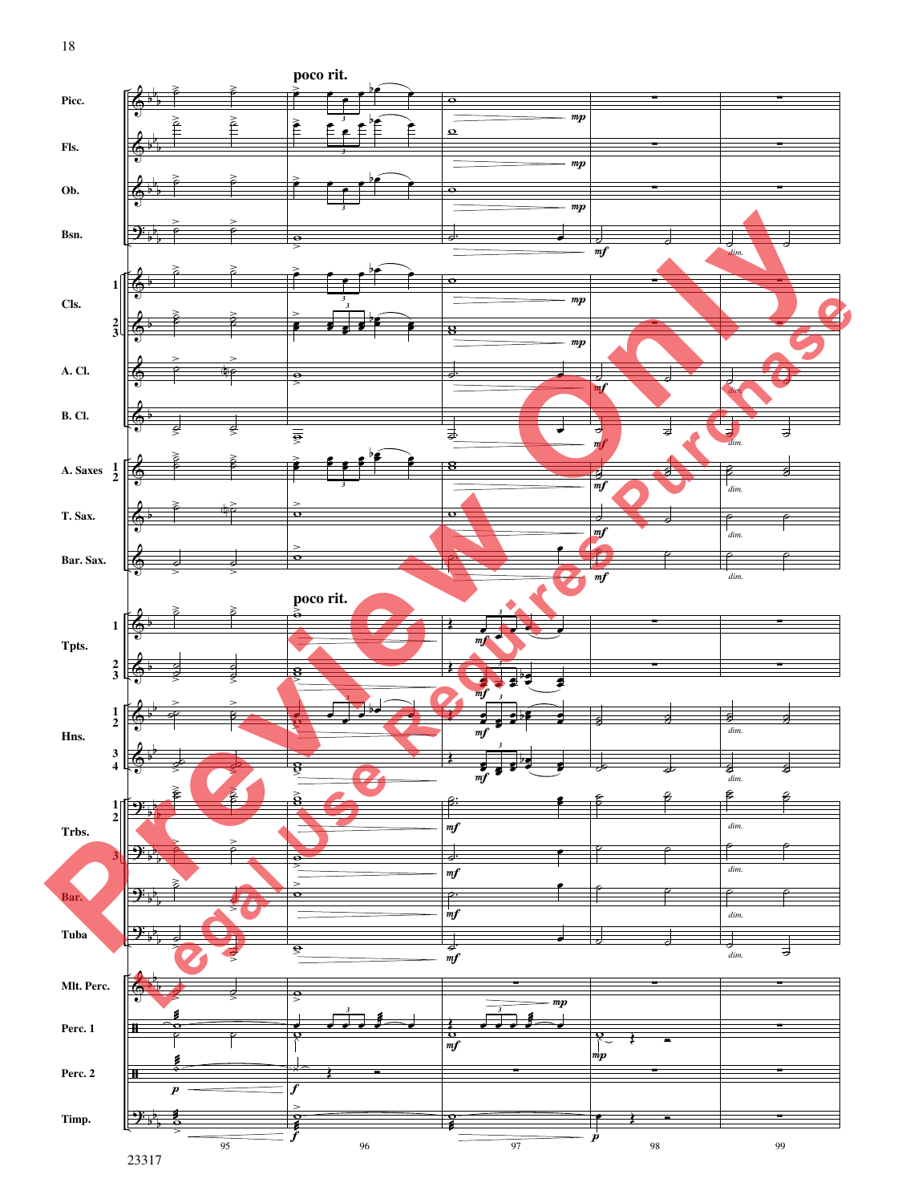poco rit.

Picc.

Fls.

Ob.

Bsn.

Cls. 1, 2 3

A. Cl.

B. Cl.

A. Saxes 1 2

T. Sax.

Bar. Sax.

poco rit.

Tpts. 1, 2 3

Hns. 1 2, 3 4

Trbs. 1 2, 3

Bar.

Tuba

Mlt. Perc.

Perc. 1

Perc. 2

Timp.

95 96 97 98 99

23317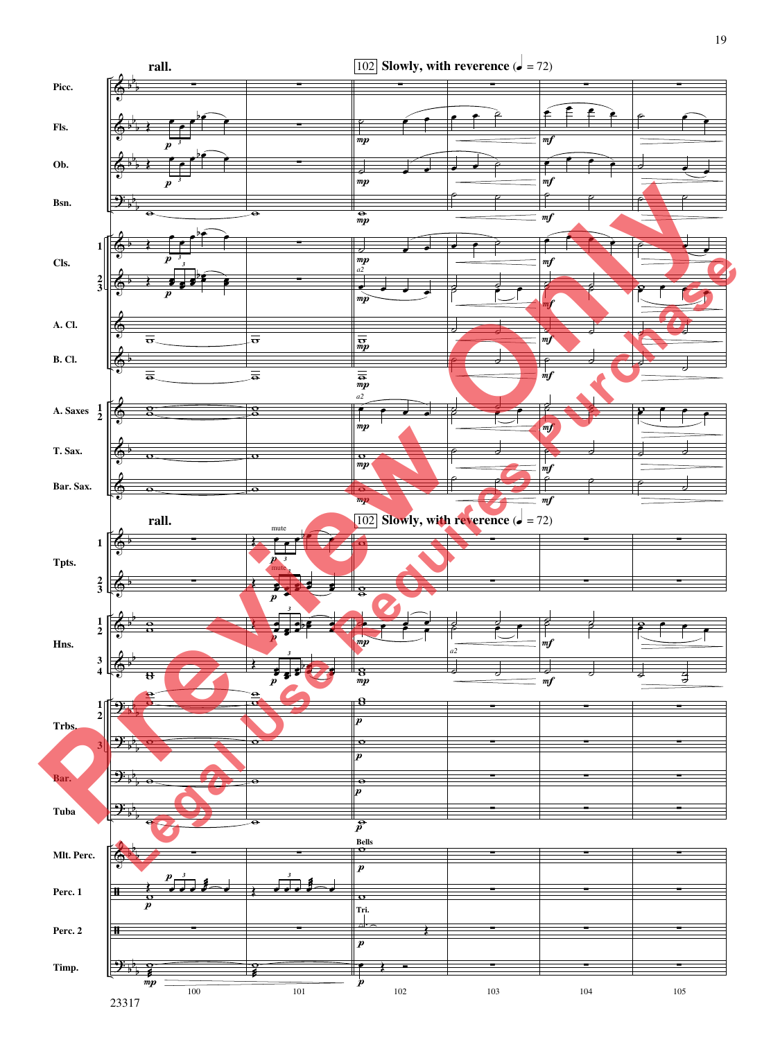rall.

102 Slowly, with reverence (♩ = 72)

Picc.

Fls.

Ob.

Bsn.

Cls. 1, 2/3

A. Cl.

B. Cl.

A. Saxes 1/2

T. Sax.

Bar. Sax.

rall.

102 Slowly, with reverence (♩ = 72)

Tpts. 1, 2/3

Hns. 1/2, 3/4

Trbs. 1/2, 3

Bar.

Tuba

Mlt. Perc.

Perc. 1

Perc. 2

Timp.

100 101 102 103 104 105

23317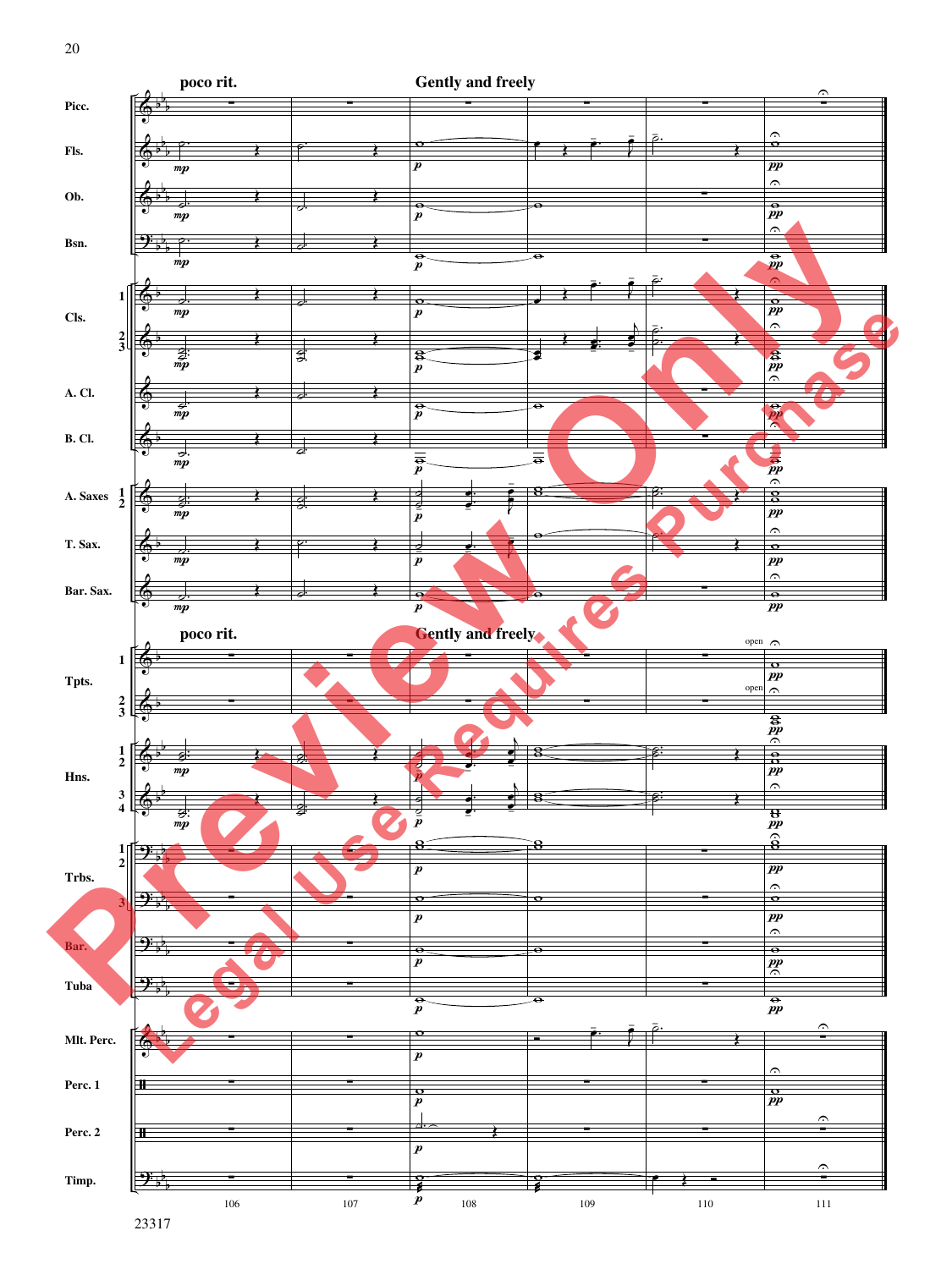poco rit.

Gently and freely

Picc.

Fls.

Ob.

Bsn.

Cls.

A. Cl.

B. Cl.

A. Saxes

T. Sax.

Bar. Sax.

poco rit.

Gently and freely

Tpts.

Hns.

Trbs.

Bar.

Tuba

Mlt. Perc.

Perc. 1

Perc. 2

Timp.

106 107 108 109 110 111

23317